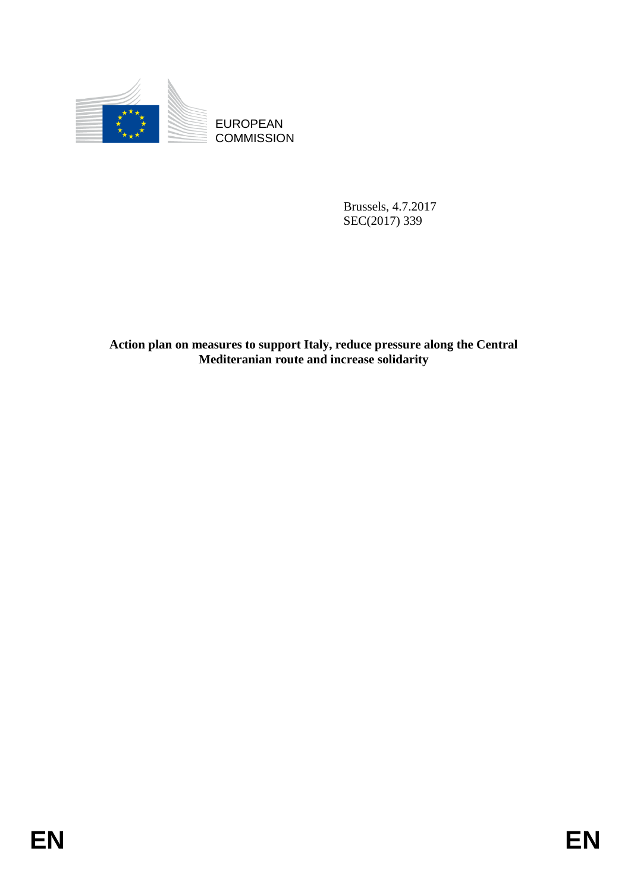EUROPEAN COMMISSION

Brussels, 4.7.2017
SEC(2017) 339

**Action plan on measures to support Italy, reduce pressure along the Central Mediteranian route and increase solidarity**

EN EN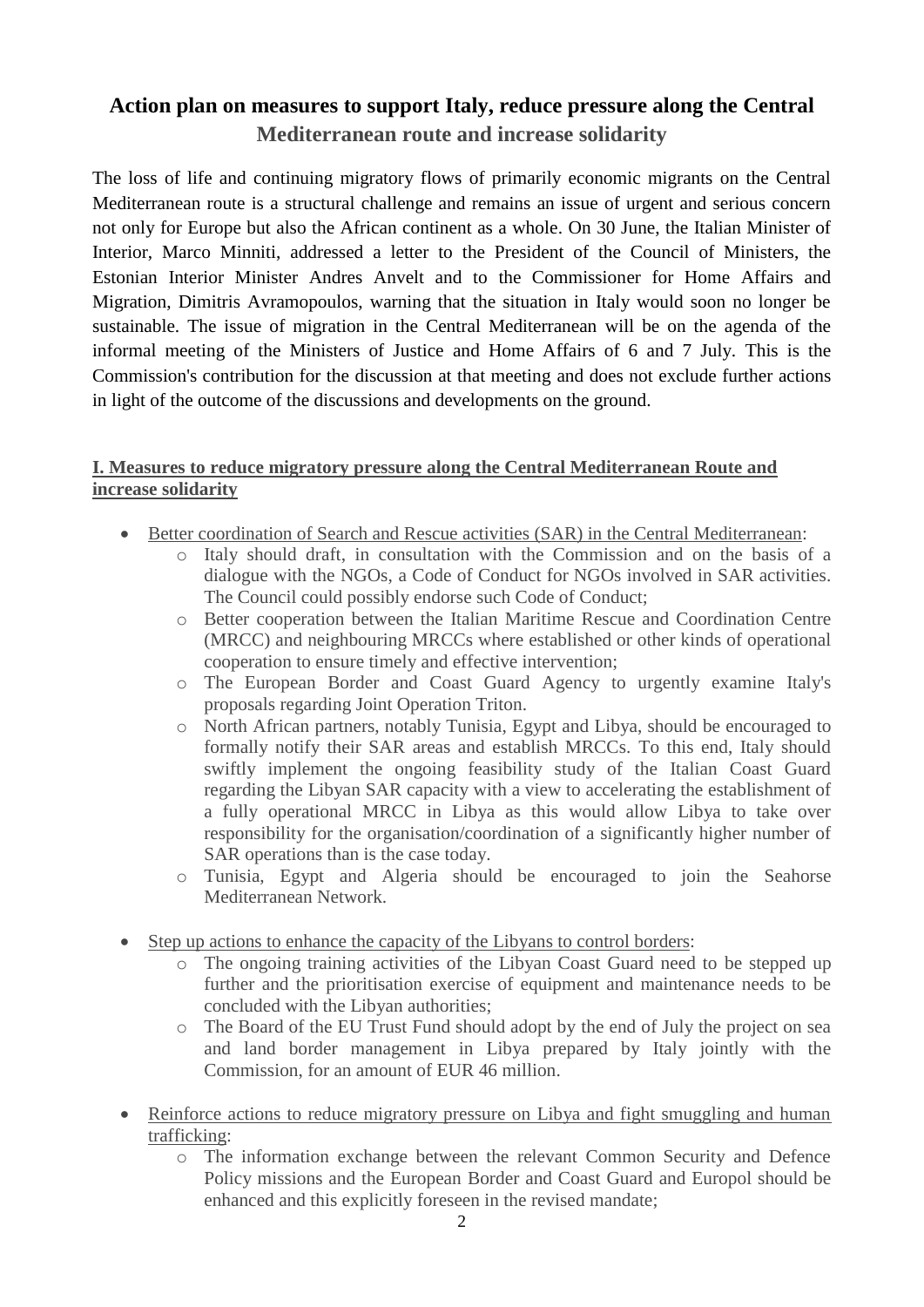# Action plan on measures to support Italy, reduce pressure along the Central Mediterranean route and increase solidarity

The loss of life and continuing migratory flows of primarily economic migrants on the Central Mediterranean route is a structural challenge and remains an issue of urgent and serious concern not only for Europe but also the African continent as a whole. On 30 June, the Italian Minister of Interior, Marco Minniti, addressed a letter to the President of the Council of Ministers, the Estonian Interior Minister Andres Anvelt and to the Commissioner for Home Affairs and Migration, Dimitris Avramopoulos, warning that the situation in Italy would soon no longer be sustainable. The issue of migration in the Central Mediterranean will be on the agenda of the informal meeting of the Ministers of Justice and Home Affairs of 6 and 7 July. This is the Commission's contribution for the discussion at that meeting and does not exclude further actions in light of the outcome of the discussions and developments on the ground.

## I. Measures to reduce migratory pressure along the Central Mediterranean Route and increase solidarity

- Better coordination of Search and Rescue activities (SAR) in the Central Mediterranean:
  - Italy should draft, in consultation with the Commission and on the basis of a dialogue with the NGOs, a Code of Conduct for NGOs involved in SAR activities. The Council could possibly endorse such Code of Conduct;
  - Better cooperation between the Italian Maritime Rescue and Coordination Centre (MRCC) and neighbouring MRCCs where established or other kinds of operational cooperation to ensure timely and effective intervention;
  - The European Border and Coast Guard Agency to urgently examine Italy's proposals regarding Joint Operation Triton.
  - North African partners, notably Tunisia, Egypt and Libya, should be encouraged to formally notify their SAR areas and establish MRCCs. To this end, Italy should swiftly implement the ongoing feasibility study of the Italian Coast Guard regarding the Libyan SAR capacity with a view to accelerating the establishment of a fully operational MRCC in Libya as this would allow Libya to take over responsibility for the organisation/coordination of a significantly higher number of SAR operations than is the case today.
  - Tunisia, Egypt and Algeria should be encouraged to join the Seahorse Mediterranean Network.

- Step up actions to enhance the capacity of the Libyans to control borders:
  - The ongoing training activities of the Libyan Coast Guard need to be stepped up further and the prioritisation exercise of equipment and maintenance needs to be concluded with the Libyan authorities;
  - The Board of the EU Trust Fund should adopt by the end of July the project on sea and land border management in Libya prepared by Italy jointly with the Commission, for an amount of EUR 46 million.

- Reinforce actions to reduce migratory pressure on Libya and fight smuggling and human trafficking:
  - The information exchange between the relevant Common Security and Defence Policy missions and the European Border and Coast Guard and Europol should be enhanced and this explicitly foreseen in the revised mandate;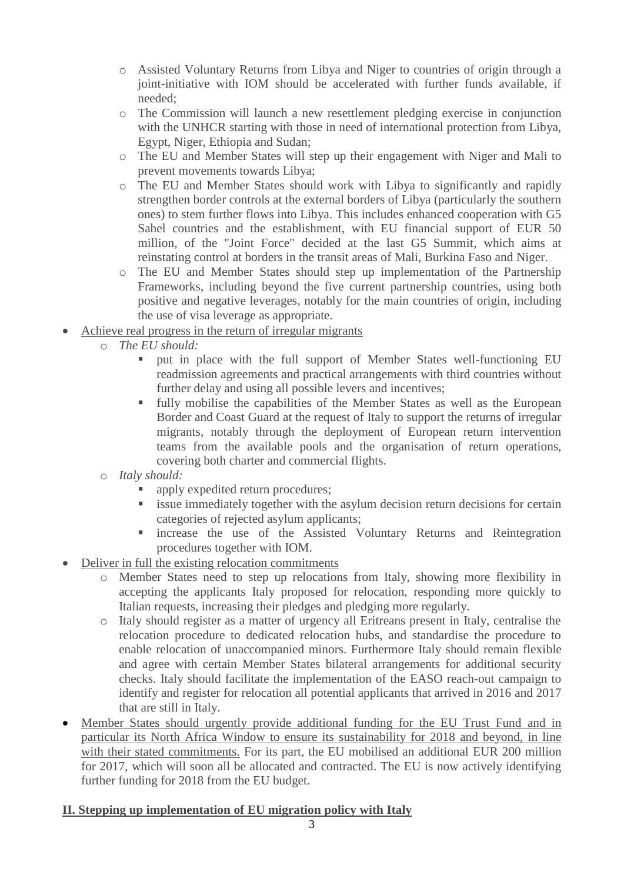- Assisted Voluntary Returns from Libya and Niger to countries of origin through a joint-initiative with IOM should be accelerated with further funds available, if needed;
    - The Commission will launch a new resettlement pledging exercise in conjunction with the UNHCR starting with those in need of international protection from Libya, Egypt, Niger, Ethiopia and Sudan;
    - The EU and Member States will step up their engagement with Niger and Mali to prevent movements towards Libya;
    - The EU and Member States should work with Libya to significantly and rapidly strengthen border controls at the external borders of Libya (particularly the southern ones) to stem further flows into Libya. This includes enhanced cooperation with G5 Sahel countries and the establishment, with EU financial support of EUR 50 million, of the "Joint Force" decided at the last G5 Summit, which aims at reinstating control at borders in the transit areas of Mali, Burkina Faso and Niger.
    - The EU and Member States should step up implementation of the Partnership Frameworks, including beyond the five current partnership countries, using both positive and negative leverages, notably for the main countries of origin, including the use of visa leverage as appropriate.

- <u>Achieve real progress in the return of irregular migrants</u>
    - *The EU should:*
        - put in place with the full support of Member States well-functioning EU readmission agreements and practical arrangements with third countries without further delay and using all possible levers and incentives;
        - fully mobilise the capabilities of the Member States as well as the European Border and Coast Guard at the request of Italy to support the returns of irregular migrants, notably through the deployment of European return intervention teams from the available pools and the organisation of return operations, covering both charter and commercial flights.
    - *Italy should:*
        - apply expedited return procedures;
        - issue immediately together with the asylum decision return decisions for certain categories of rejected asylum applicants;
        - increase the use of the Assisted Voluntary Returns and Reintegration procedures together with IOM.

- <u>Deliver in full the existing relocation commitments</u>
    - Member States need to step up relocations from Italy, showing more flexibility in accepting the applicants Italy proposed for relocation, responding more quickly to Italian requests, increasing their pledges and pledging more regularly.
    - Italy should register as a matter of urgency all Eritreans present in Italy, centralise the relocation procedure to dedicated relocation hubs, and standardise the procedure to enable relocation of unaccompanied minors. Furthermore Italy should remain flexible and agree with certain Member States bilateral arrangements for additional security checks. Italy should facilitate the implementation of the EASO reach-out campaign to identify and register for relocation all potential applicants that arrived in 2016 and 2017 that are still in Italy.

- <u>Member States should urgently provide additional funding for the EU Trust Fund and in particular its North Africa Window to ensure its sustainability for 2018 and beyond, in line with their stated commitments.</u> For its part, the EU mobilised an additional EUR 200 million for 2017, which will soon all be allocated and contracted. The EU is now actively identifying further funding for 2018 from the EU budget.

## <u>II. Stepping up implementation of EU migration policy with Italy</u>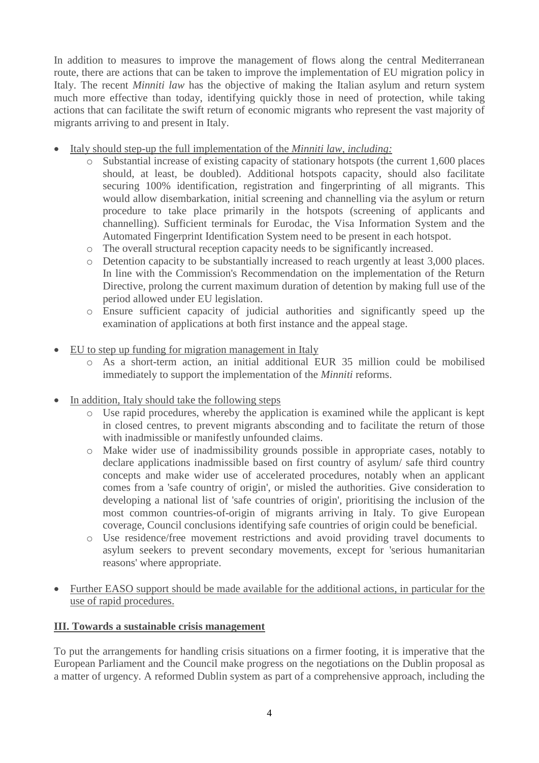In addition to measures to improve the management of flows along the central Mediterranean route, there are actions that can be taken to improve the implementation of EU migration policy in Italy. The recent *Minniti law* has the objective of making the Italian asylum and return system much more effective than today, identifying quickly those in need of protection, while taking actions that can facilitate the swift return of economic migrants who represent the vast majority of migrants arriving to and present in Italy.

- Italy should step-up the full implementation of the *Minniti law, including:*
  - Substantial increase of existing capacity of stationary hotspots (the current 1,600 places should, at least, be doubled). Additional hotspots capacity, should also facilitate securing 100% identification, registration and fingerprinting of all migrants. This would allow disembarkation, initial screening and channelling via the asylum or return procedure to take place primarily in the hotspots (screening of applicants and channelling). Sufficient terminals for Eurodac, the Visa Information System and the Automated Fingerprint Identification System need to be present in each hotspot.
  - The overall structural reception capacity needs to be significantly increased.
  - Detention capacity to be substantially increased to reach urgently at least 3,000 places. In line with the Commission's Recommendation on the implementation of the Return Directive, prolong the current maximum duration of detention by making full use of the period allowed under EU legislation.
  - Ensure sufficient capacity of judicial authorities and significantly speed up the examination of applications at both first instance and the appeal stage.

- EU to step up funding for migration management in Italy
  - As a short-term action, an initial additional EUR 35 million could be mobilised immediately to support the implementation of the *Minniti* reforms.

- In addition, Italy should take the following steps
  - Use rapid procedures, whereby the application is examined while the applicant is kept in closed centres, to prevent migrants absconding and to facilitate the return of those with inadmissible or manifestly unfounded claims.
  - Make wider use of inadmissibility grounds possible in appropriate cases, notably to declare applications inadmissible based on first country of asylum/ safe third country concepts and make wider use of accelerated procedures, notably when an applicant comes from a 'safe country of origin', or misled the authorities. Give consideration to developing a national list of 'safe countries of origin', prioritising the inclusion of the most common countries-of-origin of migrants arriving in Italy. To give European coverage, Council conclusions identifying safe countries of origin could be beneficial.
  - Use residence/free movement restrictions and avoid providing travel documents to asylum seekers to prevent secondary movements, except for 'serious humanitarian reasons' where appropriate.

- Further EASO support should be made available for the additional actions, in particular for the use of rapid procedures.

## III. Towards a sustainable crisis management

To put the arrangements for handling crisis situations on a firmer footing, it is imperative that the European Parliament and the Council make progress on the negotiations on the Dublin proposal as a matter of urgency. A reformed Dublin system as part of a comprehensive approach, including the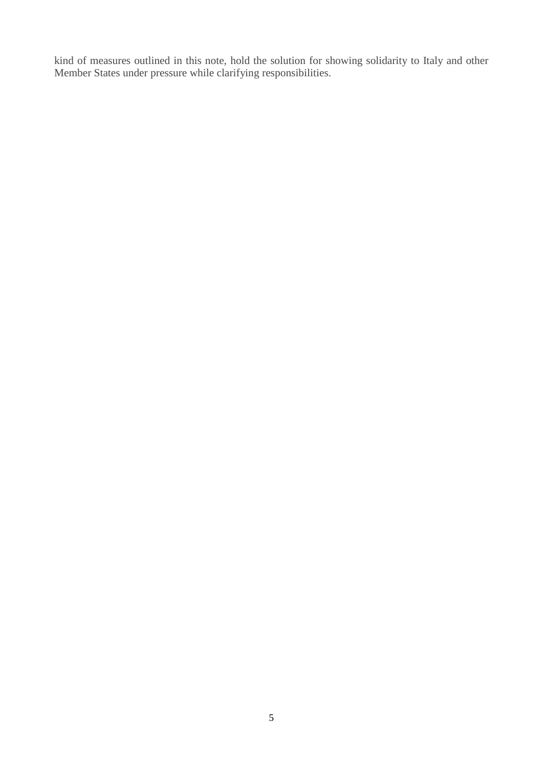kind of measures outlined in this note, hold the solution for showing solidarity to Italy and other Member States under pressure while clarifying responsibilities.